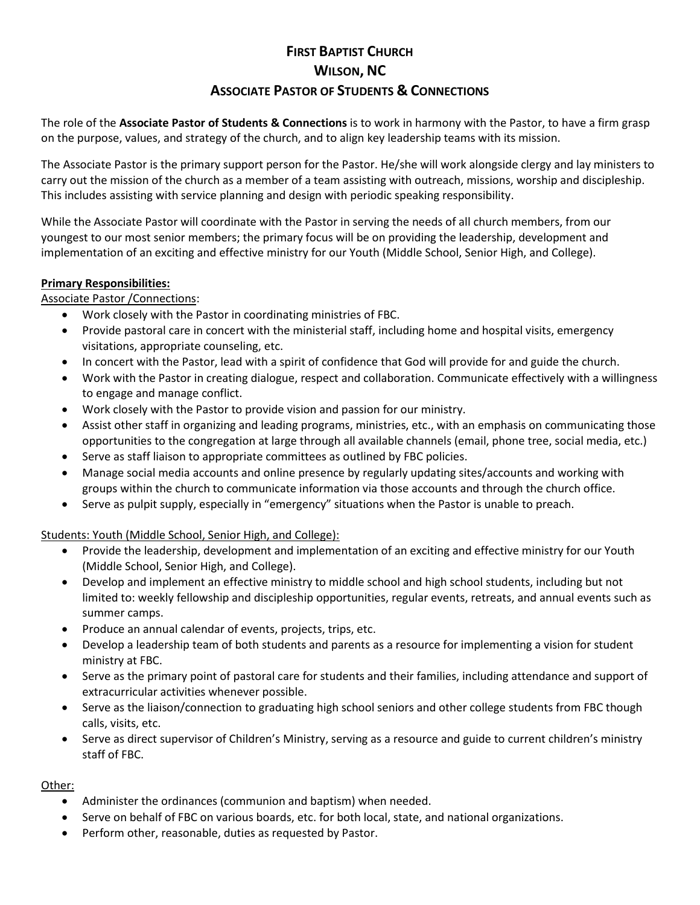# FIRST BAPTIST CHURCH
# WILSON, NC
# ASSOCIATE PASTOR OF STUDENTS & CONNECTIONS

The role of the **Associate Pastor of Students & Connections** is to work in harmony with the Pastor, to have a firm grasp on the purpose, values, and strategy of the church, and to align key leadership teams with its mission.

The Associate Pastor is the primary support person for the Pastor. He/she will work alongside clergy and lay ministers to carry out the mission of the church as a member of a team assisting with outreach, missions, worship and discipleship. This includes assisting with service planning and design with periodic speaking responsibility.

While the Associate Pastor will coordinate with the Pastor in serving the needs of all church members, from our youngest to our most senior members; the primary focus will be on providing the leadership, development and implementation of an exciting and effective ministry for our Youth (Middle School, Senior High, and College).

**Primary Responsibilities:**

Associate Pastor /Connections:

- Work closely with the Pastor in coordinating ministries of FBC.
- Provide pastoral care in concert with the ministerial staff, including home and hospital visits, emergency visitations, appropriate counseling, etc.
- In concert with the Pastor, lead with a spirit of confidence that God will provide for and guide the church.
- Work with the Pastor in creating dialogue, respect and collaboration. Communicate effectively with a willingness to engage and manage conflict.
- Work closely with the Pastor to provide vision and passion for our ministry.
- Assist other staff in organizing and leading programs, ministries, etc., with an emphasis on communicating those opportunities to the congregation at large through all available channels (email, phone tree, social media, etc.)
- Serve as staff liaison to appropriate committees as outlined by FBC policies.
- Manage social media accounts and online presence by regularly updating sites/accounts and working with groups within the church to communicate information via those accounts and through the church office.
- Serve as pulpit supply, especially in "emergency" situations when the Pastor is unable to preach.

Students: Youth (Middle School, Senior High, and College):

- Provide the leadership, development and implementation of an exciting and effective ministry for our Youth (Middle School, Senior High, and College).
- Develop and implement an effective ministry to middle school and high school students, including but not limited to: weekly fellowship and discipleship opportunities, regular events, retreats, and annual events such as summer camps.
- Produce an annual calendar of events, projects, trips, etc.
- Develop a leadership team of both students and parents as a resource for implementing a vision for student ministry at FBC.
- Serve as the primary point of pastoral care for students and their families, including attendance and support of extracurricular activities whenever possible.
- Serve as the liaison/connection to graduating high school seniors and other college students from FBC though calls, visits, etc.
- Serve as direct supervisor of Children's Ministry, serving as a resource and guide to current children's ministry staff of FBC.

Other:

- Administer the ordinances (communion and baptism) when needed.
- Serve on behalf of FBC on various boards, etc. for both local, state, and national organizations.
- Perform other, reasonable, duties as requested by Pastor.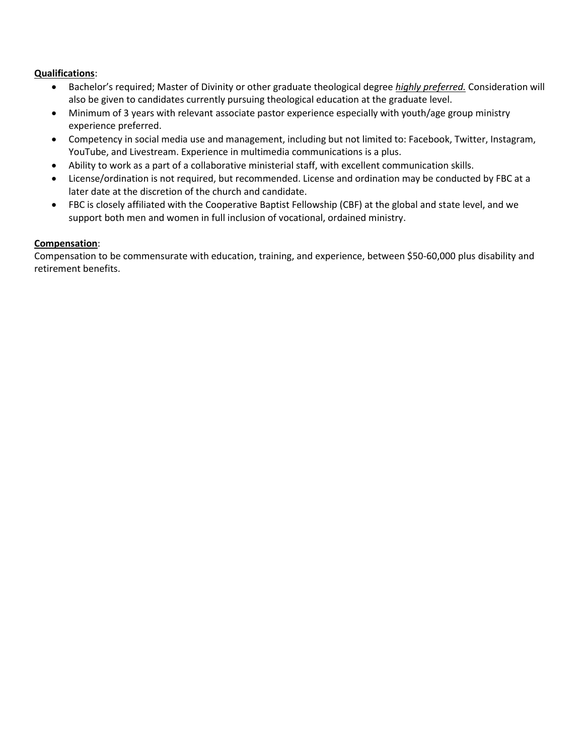<u>**Qualifications**</u>:

- Bachelor's required; Master of Divinity or other graduate theological degree ***<u>highly preferred.</u>*** Consideration will also be given to candidates currently pursuing theological education at the graduate level.
- Minimum of 3 years with relevant associate pastor experience especially with youth/age group ministry experience preferred.
- Competency in social media use and management, including but not limited to: Facebook, Twitter, Instagram, YouTube, and Livestream. Experience in multimedia communications is a plus.
- Ability to work as a part of a collaborative ministerial staff, with excellent communication skills.
- License/ordination is not required, but recommended. License and ordination may be conducted by FBC at a later date at the discretion of the church and candidate.
- FBC is closely affiliated with the Cooperative Baptist Fellowship (CBF) at the global and state level, and we support both men and women in full inclusion of vocational, ordained ministry.

<u>**Compensation**</u>:

Compensation to be commensurate with education, training, and experience, between $50-60,000 plus disability and retirement benefits.